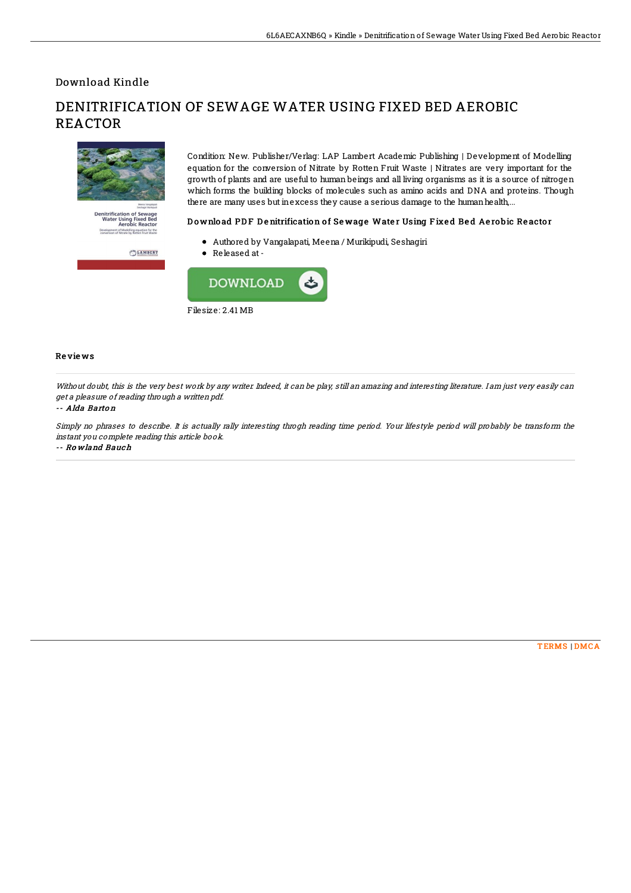Download Kindle

# DENITRIFICATION OF SEWAGE WATER USING FIXED BED AEROBIC REACTOR

Condition: New. Publisher/Verlag: LAP Lambert Academic Publishing | Development of Modelling equation for the conversion of Nitrate by Rotten Fruit Waste | Nitrates are very important for the growth of plants and are useful to human beings and all living organisms as it is a source of nitrogen which forms the building blocks of molecules such as amino acids and DNA and proteins. Though there are many uses but in excess they cause a serious damage to the human health,...

### Download PDF Denitrification of Sewage Water Using Fixed Bed Aerobic Reactor

- Authored by Vangalapati, Meena / Murikipudi, Seshagiri
- Released at -

Filesize: 2.41 MB

## Reviews

*Without doubt, this is the very best work by any writer. Indeed, it can be play, still an amazing and interesting literature. I am just very easily can get a pleasure of reading through a written pdf.*

*-- Alda Barton*

*Simply no phrases to describe. It is actually rally interesting throgh reading time period. Your lifestyle period will probably be transform the instant you complete reading this article book.*

*-- Rowland Bauch*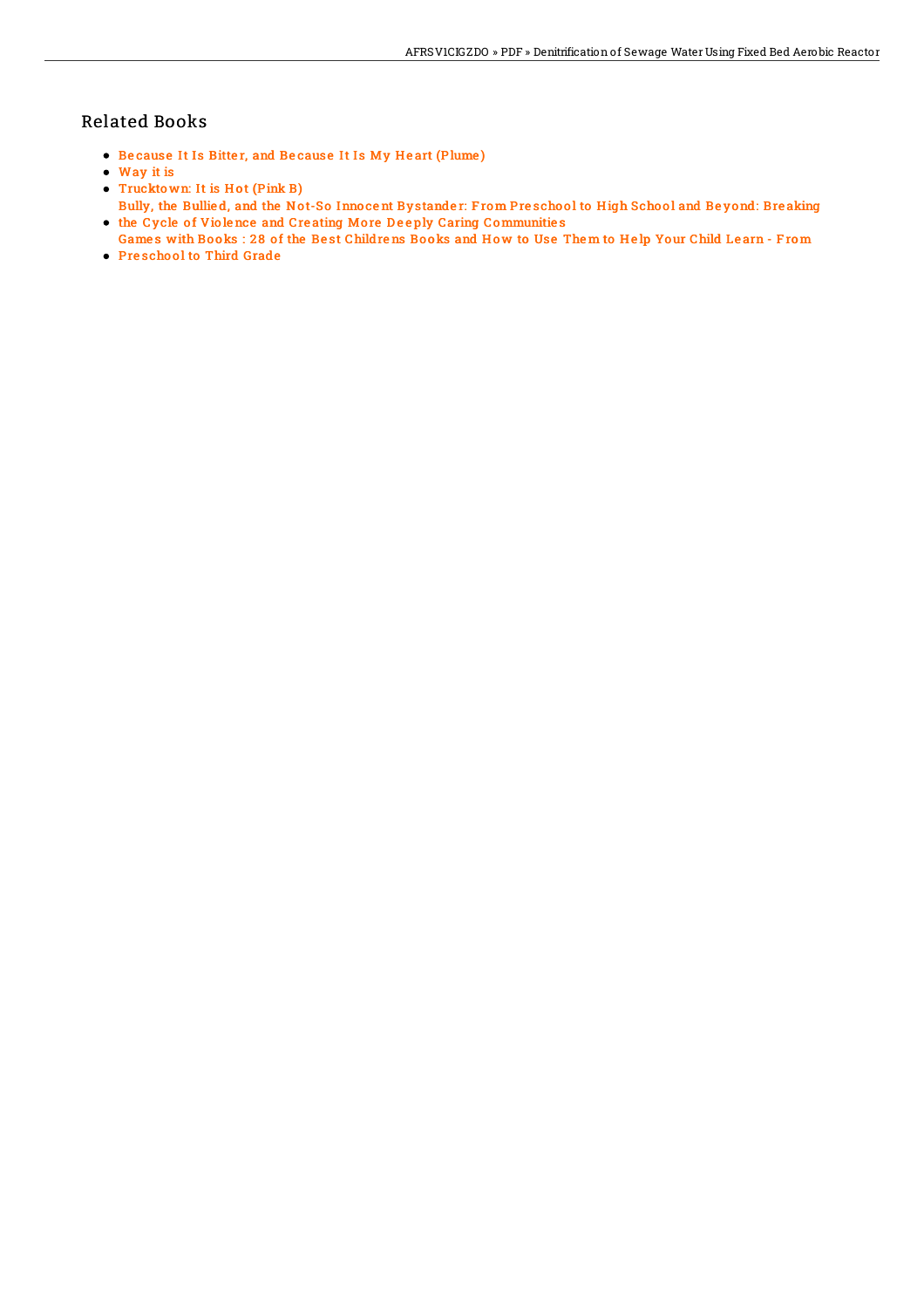## Related Books

- Because It Is Bitter, and Because It Is My Heart (Plume)
- Way it is
- Trucktown: It is Hot (Pink B)
- Bully, the Bullied, and the Not-So Innocent Bystander: From Preschool to High School and Beyond: Breaking the Cycle of Violence and Creating More Deeply Caring Communities
- Games with Books : 28 of the Best Childrens Books and How to Use Them to Help Your Child Learn - From Preschool to Third Grade